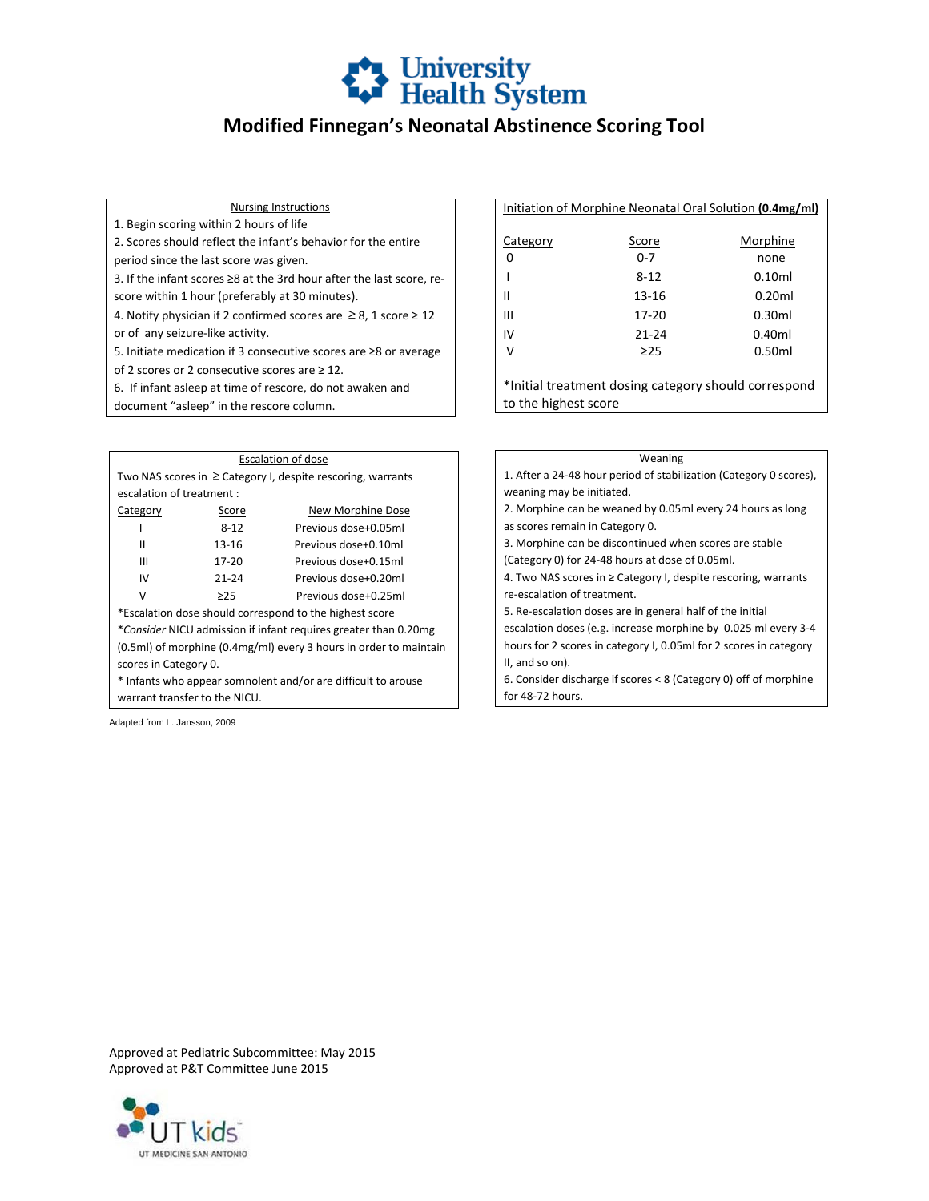University Health System

# Modified Finnegan's Neonatal Abstinence Scoring Tool

## Nursing Instructions

1. Begin scoring within 2 hours of life
2. Scores should reflect the infant's behavior for the entire period since the last score was given.
3. If the infant scores ≥8 at the 3rd hour after the last score, re-score within 1 hour (preferably at 30 minutes).
4. Notify physician if 2 confirmed scores are ≥ 8, 1 score ≥ 12 or of any seizure-like activity.
5. Initiate medication if 3 consecutive scores are ≥8 or average of 2 scores or 2 consecutive scores are ≥ 12.
6. If infant asleep at time of rescore, do not awaken and document "asleep" in the rescore column.

## Initiation of Morphine Neonatal Oral Solution **(0.4mg/ml)**

| Category | Score | Morphine |
|---|---|---|
| 0 | 0-7 | none |
| I | 8-12 | 0.10ml |
| II | 13-16 | 0.20ml |
| III | 17-20 | 0.30ml |
| IV | 21-24 | 0.40ml |
| V | ≥25 | 0.50ml |

*Initial treatment dosing category should correspond to the highest score

## Escalation of dose

Two NAS scores in ≥ Category I, despite rescoring, warrants escalation of treatment :

| Category | Score | New Morphine Dose |
|---|---|---|
| I | 8-12 | Previous dose+0.05ml |
| II | 13-16 | Previous dose+0.10ml |
| III | 17-20 | Previous dose+0.15ml |
| IV | 21-24 | Previous dose+0.20ml |
| V | ≥25 | Previous dose+0.25ml |

*Escalation dose should correspond to the highest score

**Consider* NICU admission if infant requires greater than 0.20mg (0.5ml) of morphine (0.4mg/ml) every 3 hours in order to maintain scores in Category 0.

* Infants who appear somnolent and/or are difficult to arouse warrant transfer to the NICU.

## Weaning

1. After a 24-48 hour period of stabilization (Category 0 scores), weaning may be initiated.
2. Morphine can be weaned by 0.05ml every 24 hours as long as scores remain in Category 0.
3. Morphine can be discontinued when scores are stable (Category 0) for 24-48 hours at dose of 0.05ml.
4. Two NAS scores in ≥ Category I, despite rescoring, warrants re-escalation of treatment.
5. Re-escalation doses are in general half of the initial escalation doses (e.g. increase morphine by 0.025 ml every 3-4 hours for 2 scores in category I, 0.05ml for 2 scores in category II, and so on).
6. Consider discharge if scores < 8 (Category 0) off of morphine for 48-72 hours.

Adapted from L. Jansson, 2009

Approved at Pediatric Subcommittee: May 2015
Approved at P&T Committee June 2015

UT kids
UT MEDICINE SAN ANTONIO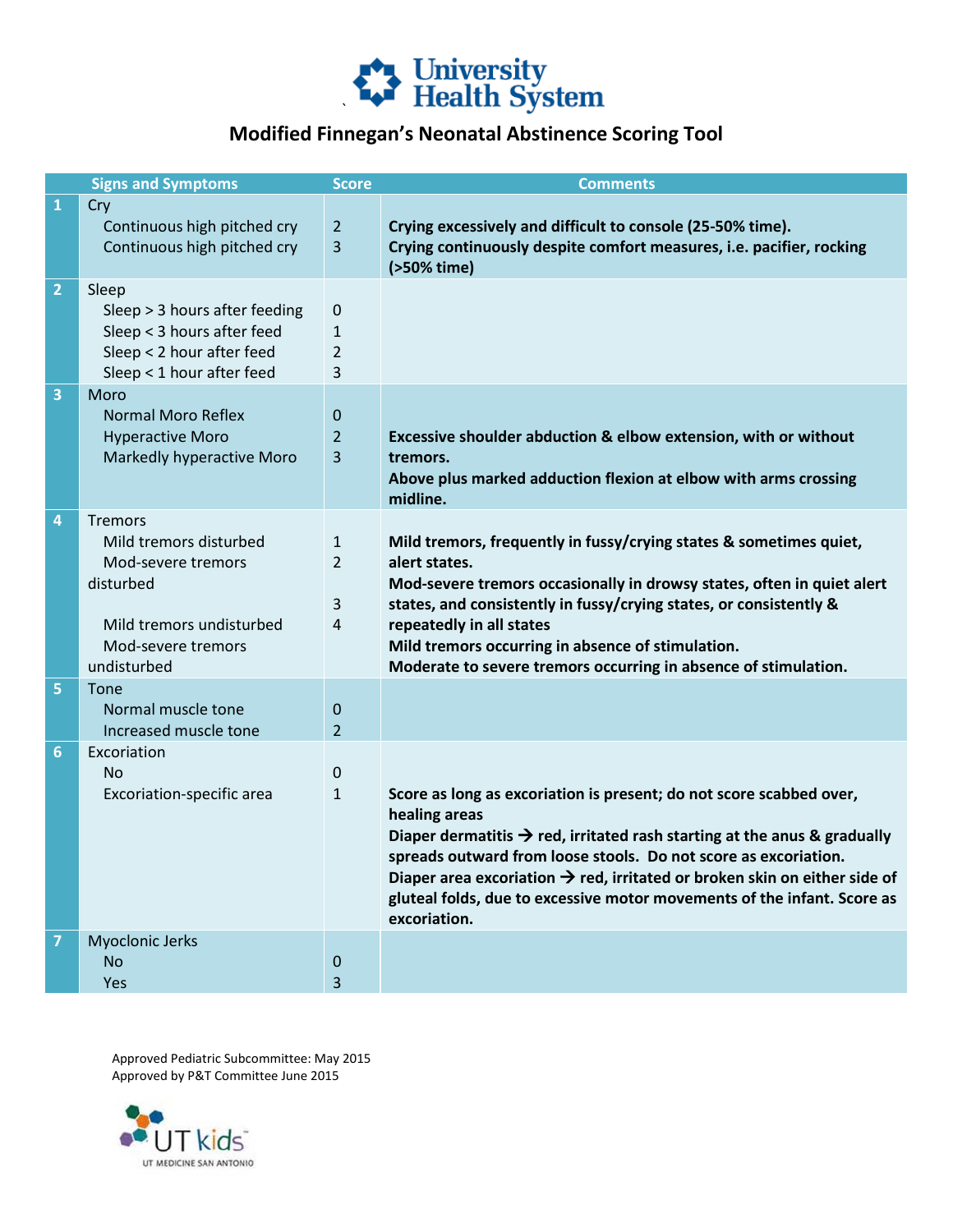University Health System

## Modified Finnegan's Neonatal Abstinence Scoring Tool

| | Signs and Symptoms | Score | Comments |
|---|---|---|---|
| 1 | Cry<br>Continuous high pitched cry<br>Continuous high pitched cry | <br>2<br>3 | <br>**Crying excessively and difficult to console (25-50% time).**<br>**Crying continuously despite comfort measures, i.e. pacifier, rocking (>50% time)** |
| 2 | Sleep<br>Sleep > 3 hours after feeding<br>Sleep < 3 hours after feed<br>Sleep < 2 hour after feed<br>Sleep < 1 hour after feed | <br>0<br>1<br>2<br>3 | |
| 3 | Moro<br>Normal Moro Reflex<br>Hyperactive Moro<br>Markedly hyperactive Moro | <br>0<br>2<br>3 | <br><br>**Excessive shoulder abduction & elbow extension, with or without tremors.**<br>**Above plus marked adduction flexion at elbow with arms crossing midline.** |
| 4 | Tremors<br>Mild tremors disturbed<br>Mod-severe tremors disturbed<br>Mild tremors undisturbed<br>Mod-severe tremors undisturbed | <br>1<br>2<br>3<br>4 | <br>**Mild tremors, frequently in fussy/crying states & sometimes quiet, alert states.**<br>**Mod-severe tremors occasionally in drowsy states, often in quiet alert states, and consistently in fussy/crying states, or consistently & repeatedly in all states**<br>**Mild tremors occurring in absence of stimulation.**<br>**Moderate to severe tremors occurring in absence of stimulation.** |
| 5 | Tone<br>Normal muscle tone<br>Increased muscle tone | <br>0<br>2 | |
| 6 | Excoriation<br>No<br>Excoriation-specific area | <br>0<br>1 | <br><br>**Score as long as excoriation is present; do not score scabbed over, healing areas**<br>**Diaper dermatitis → red, irritated rash starting at the anus & gradually spreads outward from loose stools. Do not score as excoriation.**<br>**Diaper area excoriation → red, irritated or broken skin on either side of gluteal folds, due to excessive motor movements of the infant. Score as excoriation.** |
| 7 | Myoclonic Jerks<br>No<br>Yes | <br>0<br>3 | |

Approved Pediatric Subcommittee: May 2015
Approved by P&T Committee June 2015

UT kids
UT MEDICINE SAN ANTONIO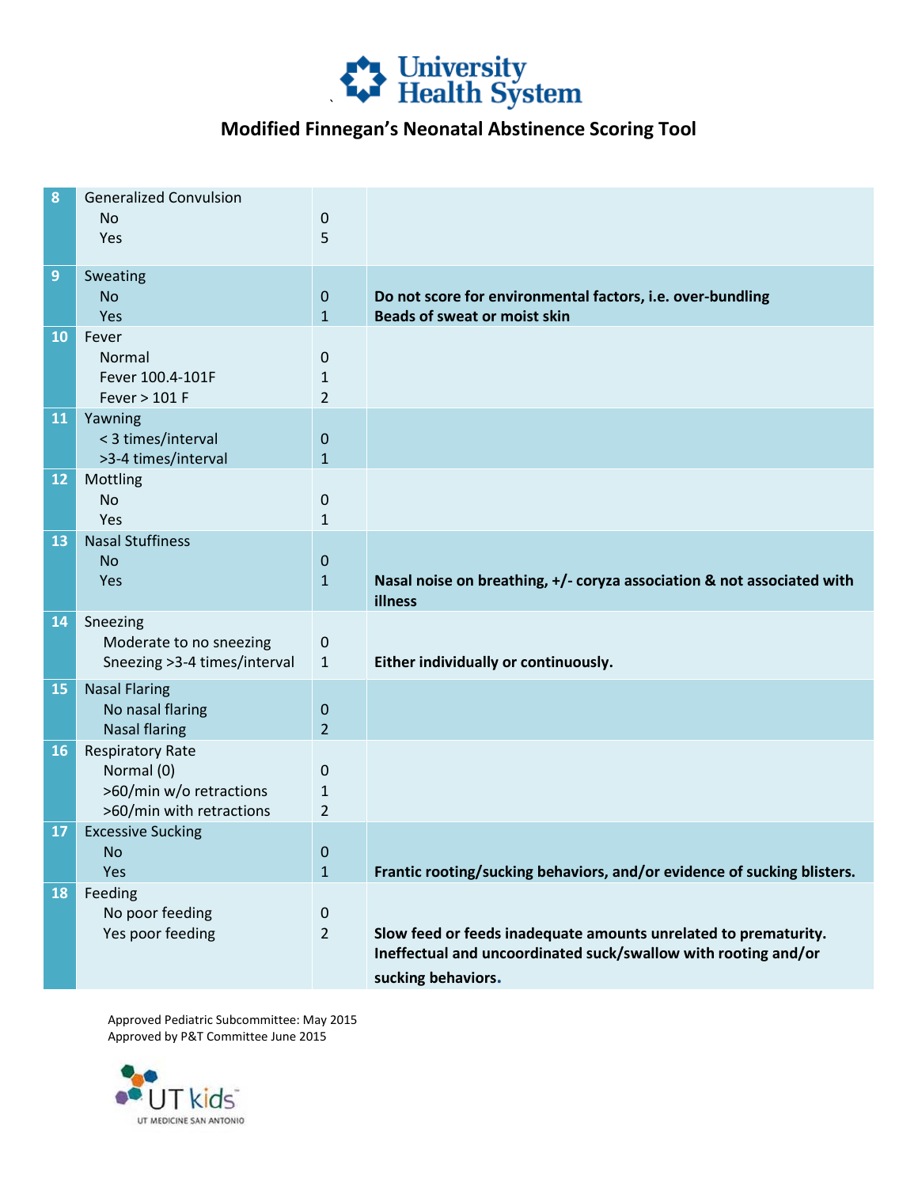# Modified Finnegan's Neonatal Abstinence Scoring Tool

| | | | |
|---|---|---|---|
| 8 | Generalized Convulsion<br>No<br>Yes | <br>0<br>5 | |
| 9 | Sweating<br>No<br>Yes | <br>0<br>1 | **Do not score for environmental factors, i.e. over-bundling**<br>**Beads of sweat or moist skin** |
| 10 | Fever<br>Normal<br>Fever 100.4-101F<br>Fever > 101 F | <br>0<br>1<br>2 | |
| 11 | Yawning<br>< 3 times/interval<br>>3-4 times/interval | <br>0<br>1 | |
| 12 | Mottling<br>No<br>Yes | <br>0<br>1 | |
| 13 | Nasal Stuffiness<br>No<br>Yes | <br>0<br>1 | **Nasal noise on breathing, +/- coryza association & not associated with illness** |
| 14 | Sneezing<br>Moderate to no sneezing<br>Sneezing >3-4 times/interval | <br>0<br>1 | **Either individually or continuously.** |
| 15 | Nasal Flaring<br>No nasal flaring<br>Nasal flaring | <br>0<br>2 | |
| 16 | Respiratory Rate<br>Normal (0)<br>>60/min w/o retractions<br>>60/min with retractions | <br>0<br>1<br>2 | |
| 17 | Excessive Sucking<br>No<br>Yes | <br>0<br>1 | **Frantic rooting/sucking behaviors, and/or evidence of sucking blisters.** |
| 18 | Feeding<br>No poor feeding<br>Yes poor feeding | <br>0<br>2 | **Slow feed or feeds inadequate amounts unrelated to prematurity. Ineffectual and uncoordinated suck/swallow with rooting and/or sucking behaviors.** |

Approved Pediatric Subcommittee: May 2015
Approved by P&T Committee June 2015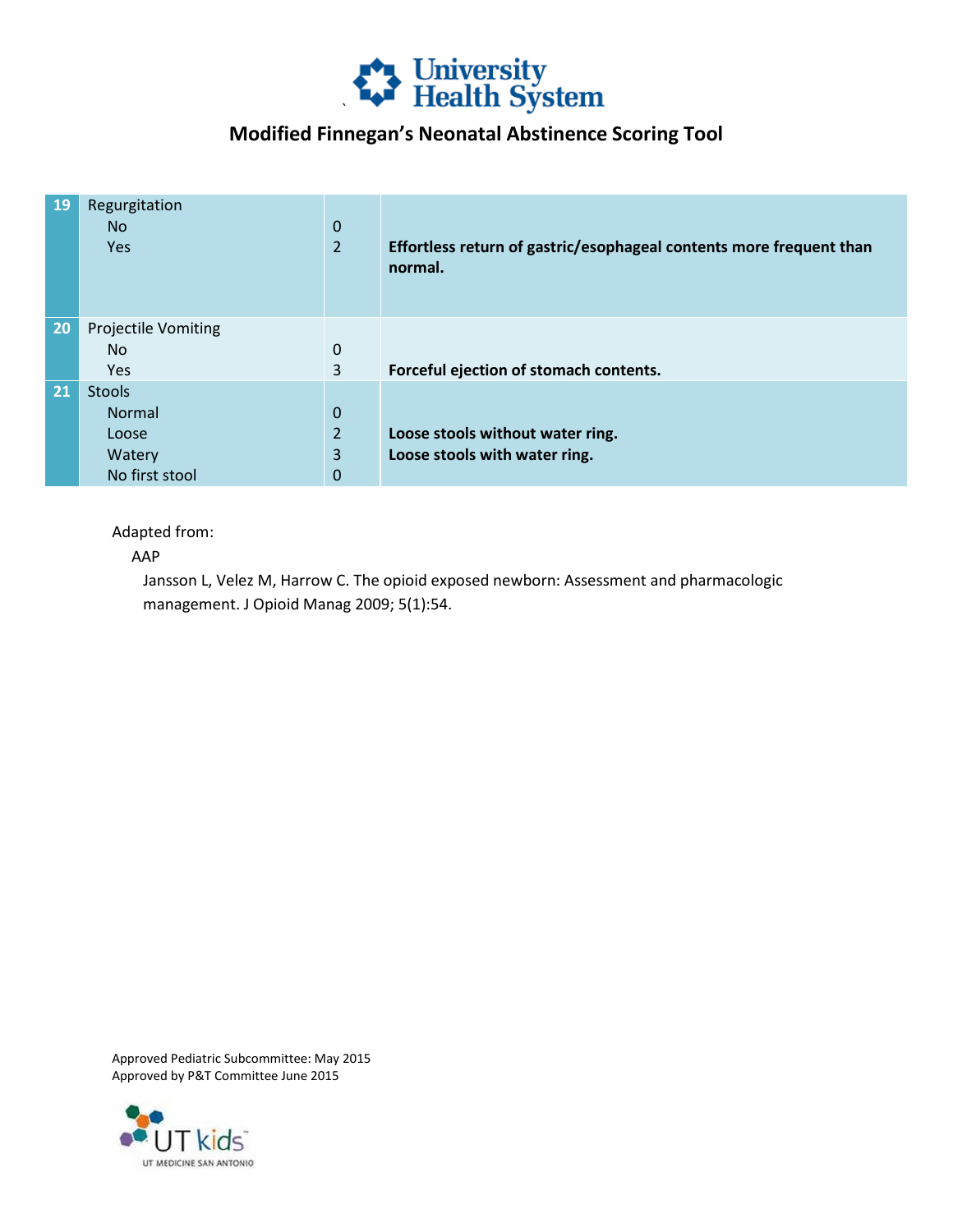# Modified Finnegan's Neonatal Abstinence Scoring Tool

| | | | |
|---|---|---|---|
| 19 | Regurgitation<br>No<br>Yes | <br>0<br>2 | **Effortless return of gastric/esophageal contents more frequent than normal.** |
| 20 | Projectile Vomiting<br>No<br>Yes | <br>0<br>3 | **Forceful ejection of stomach contents.** |
| 21 | Stools<br>Normal<br>Loose<br>Watery<br>No first stool | <br>0<br>2<br>3<br>0 | **Loose stools without water ring.**<br>**Loose stools with water ring.** |

Adapted from:

AAP

Jansson L, Velez M, Harrow C. The opioid exposed newborn: Assessment and pharmacologic management. J Opioid Manag 2009; 5(1):54.

Approved Pediatric Subcommittee: May 2015
Approved by P&T Committee June 2015